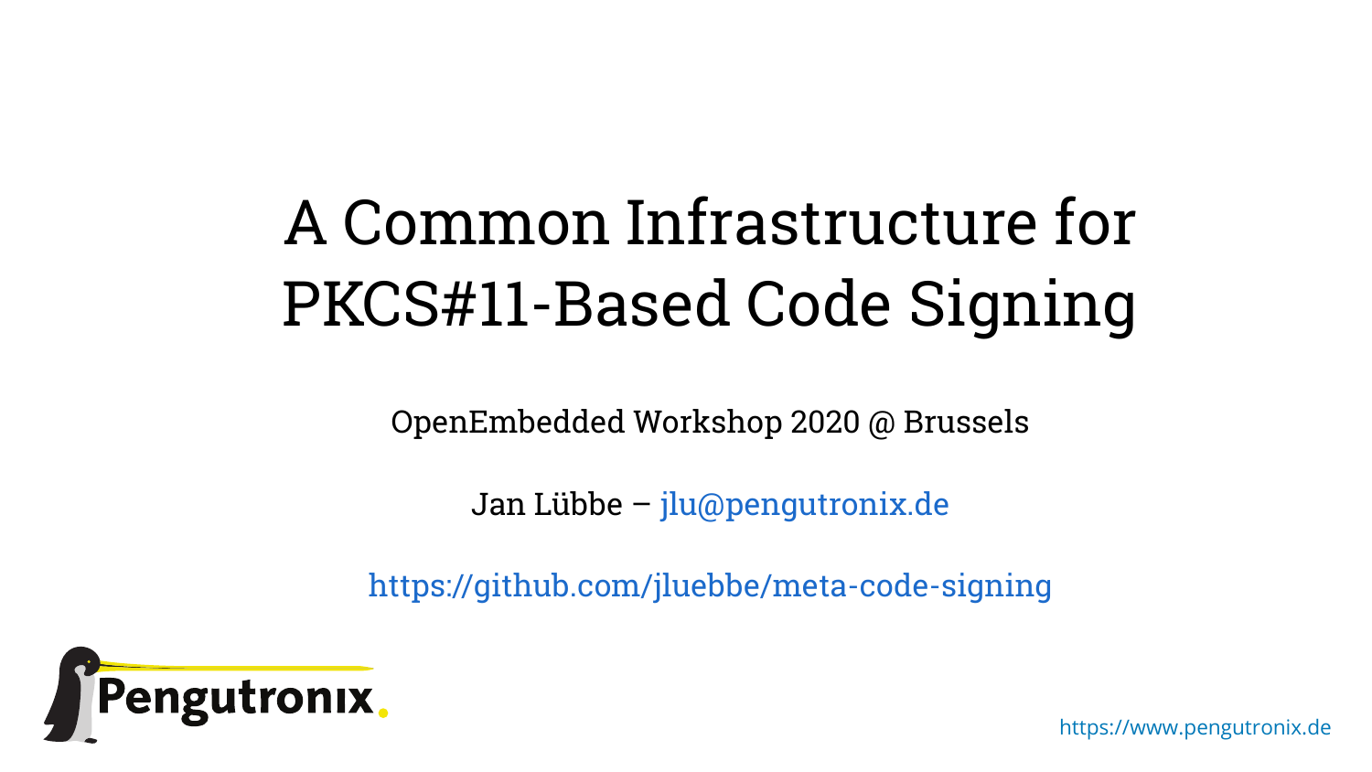# A Common Infrastructure for PKCS#11-Based Code Signing

OpenEmbedded Workshop 2020 @ Brussels

Jan Lübbe – jlu@pengutronix.de

https://github.com/jluebbe/meta-code-signing

https://www.pengutronix.de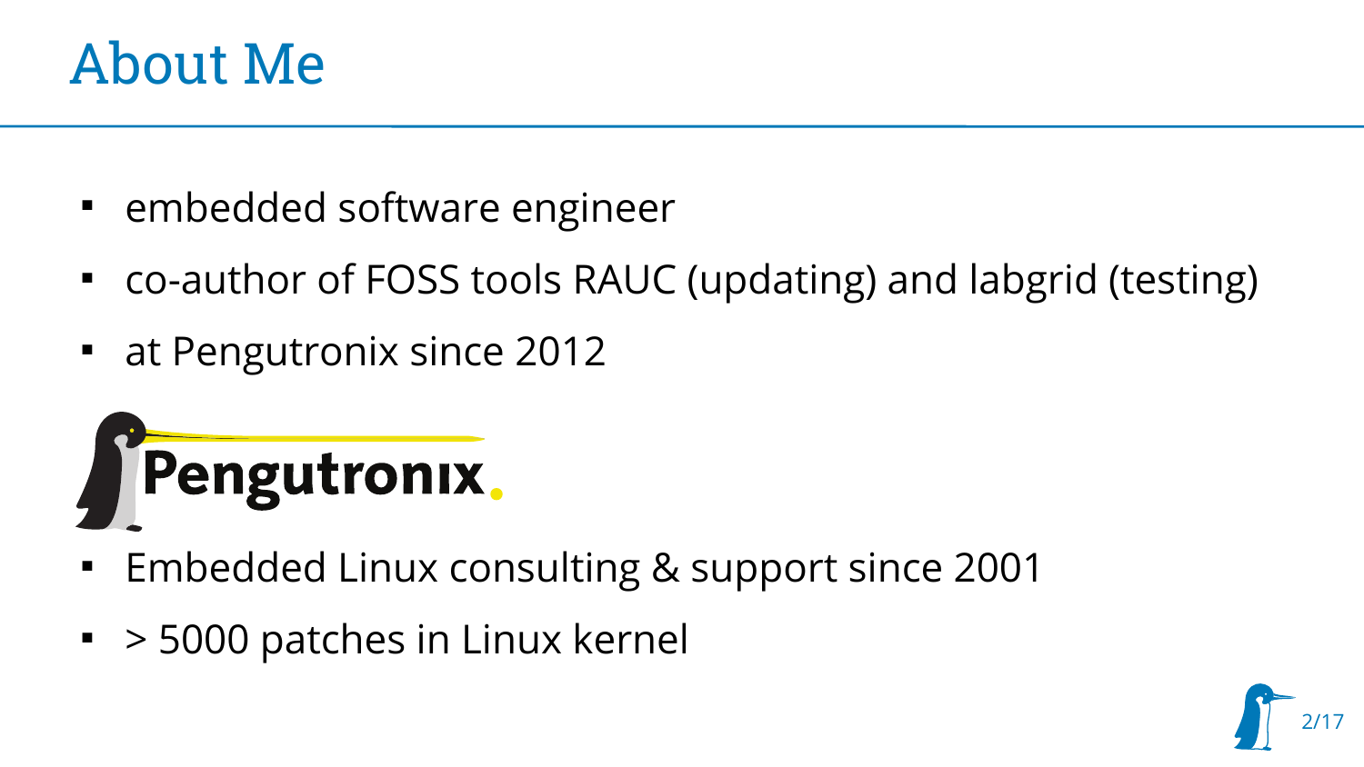# About Me

- embedded software engineer
- co-author of FOSS tools RAUC (updating) and labgrid (testing)
- at Pengutronix since 2012

Pengutronix.

- Embedded Linux consulting & support since 2001
- > 5000 patches in Linux kernel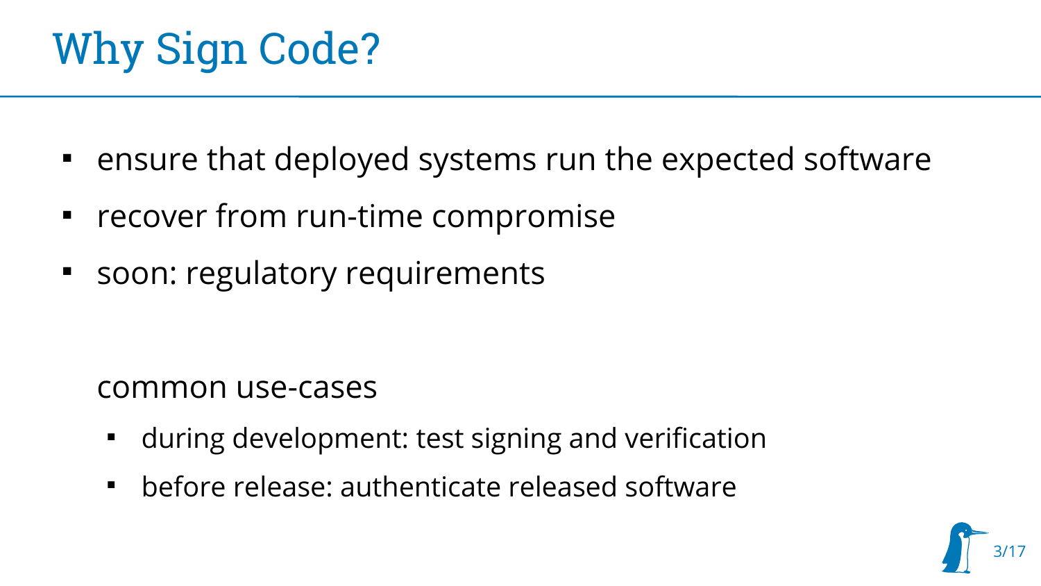# Why Sign Code?

- ensure that deployed systems run the expected software
- recover from run-time compromise
- soon: regulatory requirements

common use-cases

- during development: test signing and verification
- before release: authenticate released software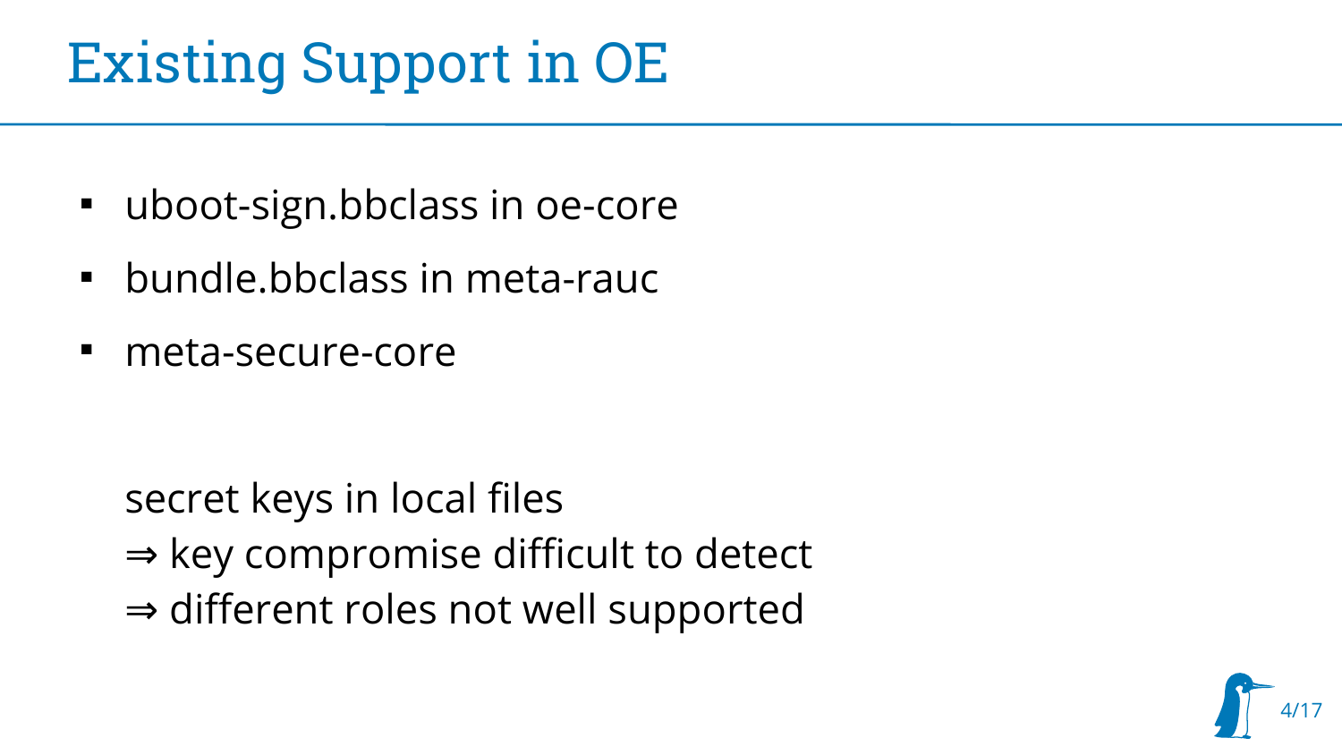# Existing Support in OE

- uboot-sign.bbclass in oe-core
- bundle.bbclass in meta-rauc
- meta-secure-core

secret keys in local files
⇒ key compromise difficult to detect
⇒ different roles not well supported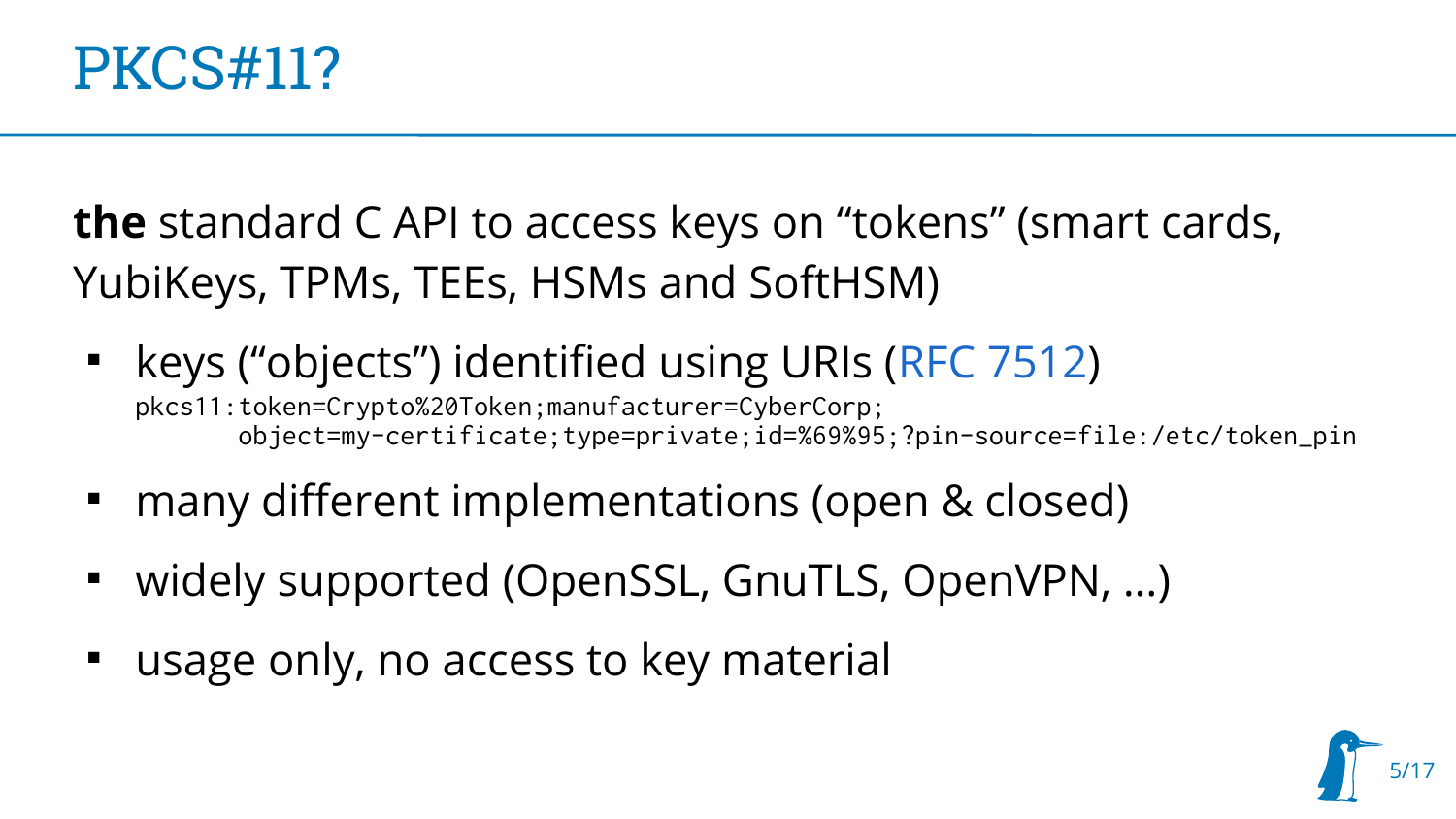# PKCS#11?

**the** standard C API to access keys on “tokens” (smart cards, YubiKeys, TPMs, TEEs, HSMs and SoftHSM)

- keys (“objects”) identified using URIs (RFC 7512)

```
pkcs11:token=Crypto%20Token;manufacturer=CyberCorp;
       object=my-certificate;type=private;id=%69%95;?pin-source=file:/etc/token_pin
```

- many different implementations (open & closed)
- widely supported (OpenSSL, GnuTLS, OpenVPN, …)
- usage only, no access to key material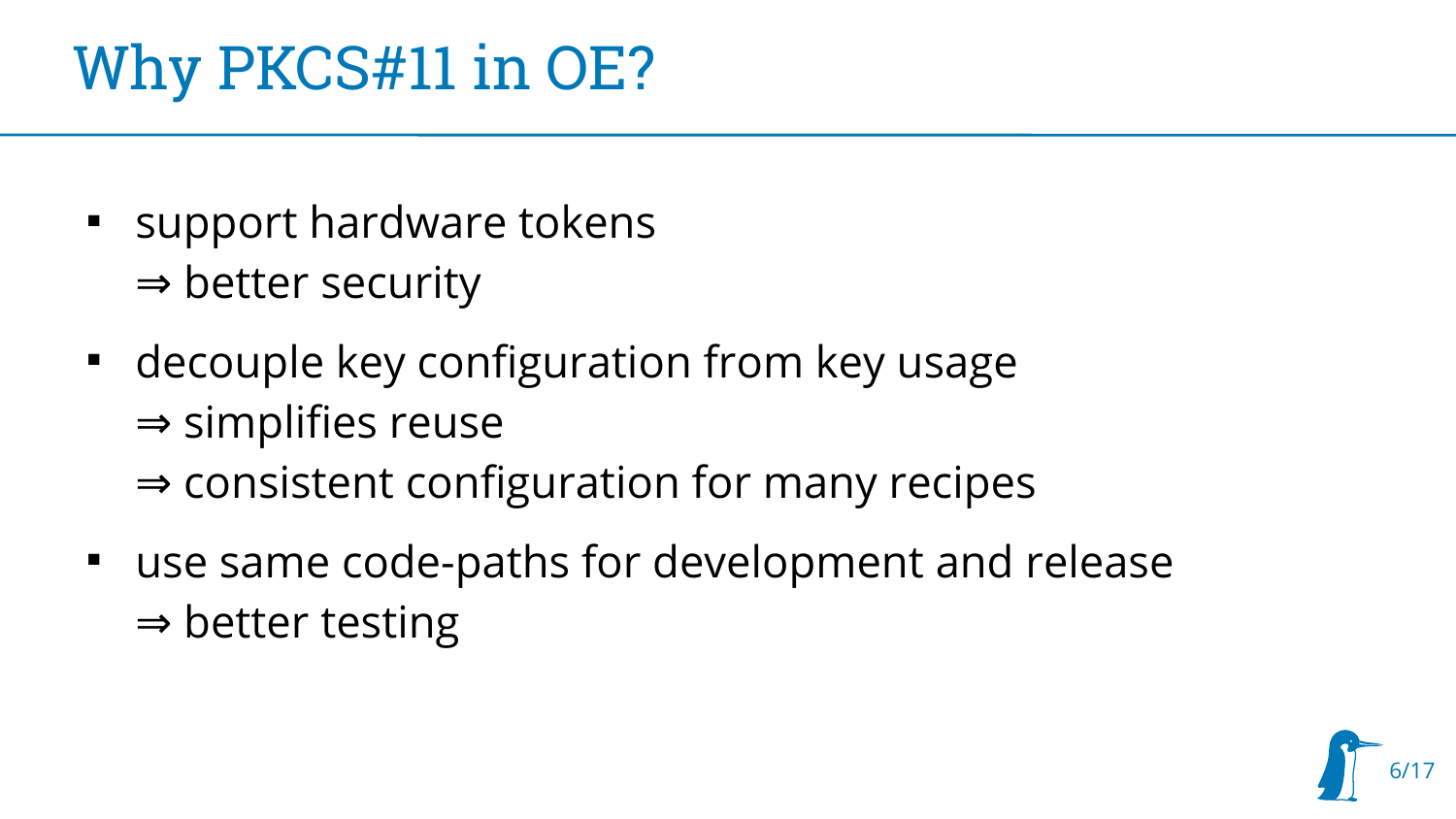# Why PKCS#11 in OE?

- support hardware tokens
  ⇒ better security
- decouple key configuration from key usage
  ⇒ simplifies reuse
  ⇒ consistent configuration for many recipes
- use same code-paths for development and release
  ⇒ better testing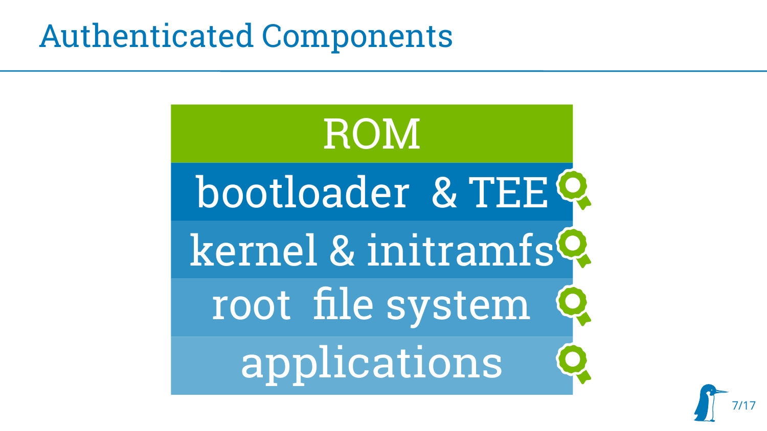# Authenticated Components

- ROM
- bootloader & TEE
- kernel & initramfs
- root file system
- applications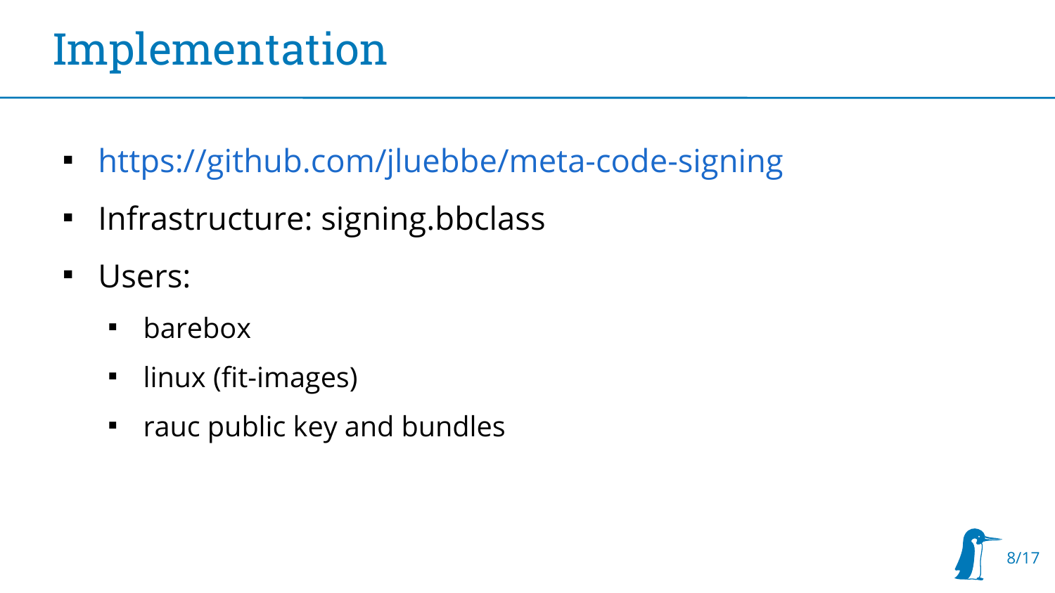# Implementation

- https://github.com/jluebbe/meta-code-signing
- Infrastructure: signing.bbclass
- Users:
  - barebox
  - linux (fit-images)
  - rauc public key and bundles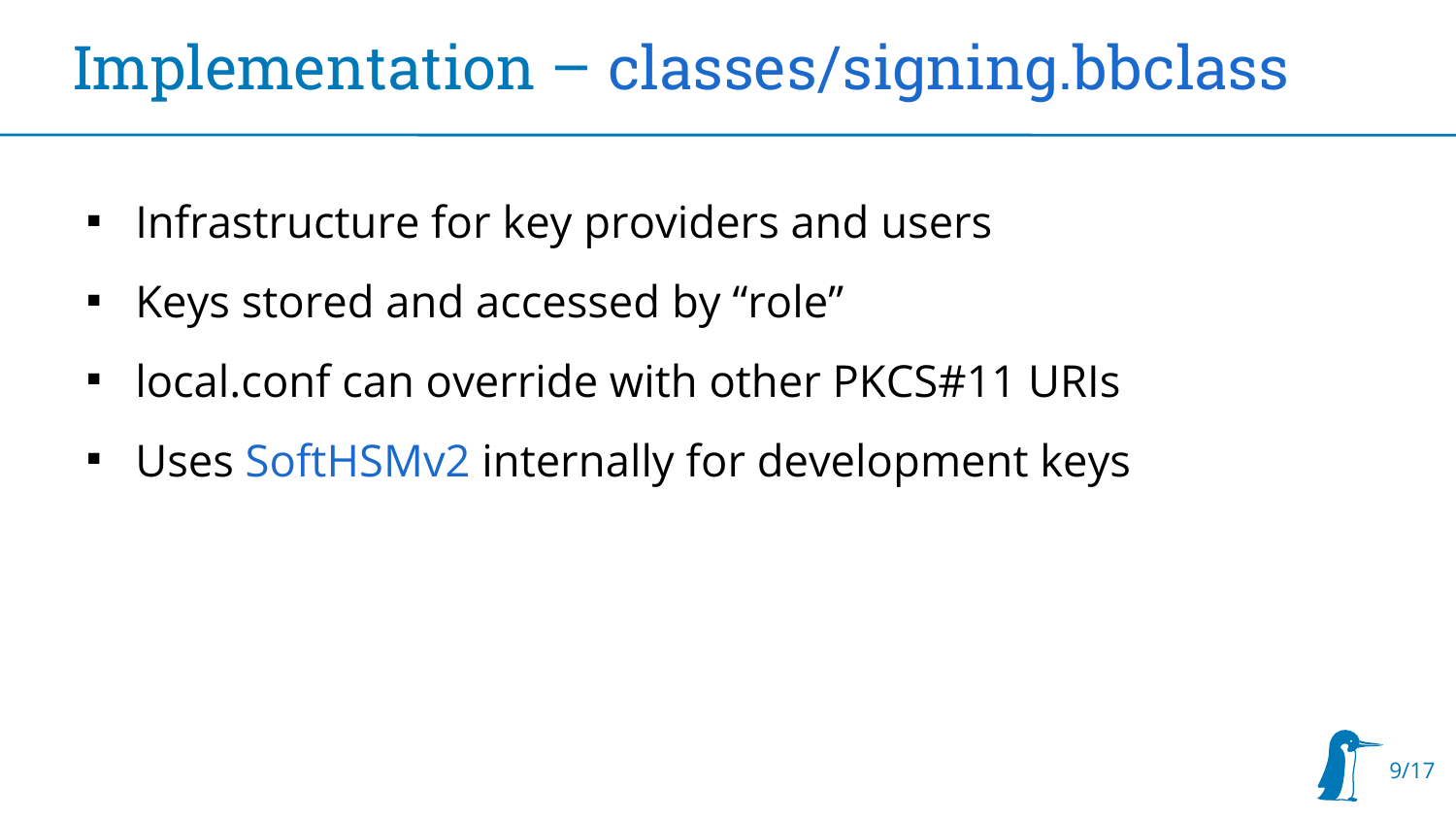# Implementation – classes/signing.bbclass

- Infrastructure for key providers and users
- Keys stored and accessed by “role”
- local.conf can override with other PKCS#11 URIs
- Uses SoftHSMv2 internally for development keys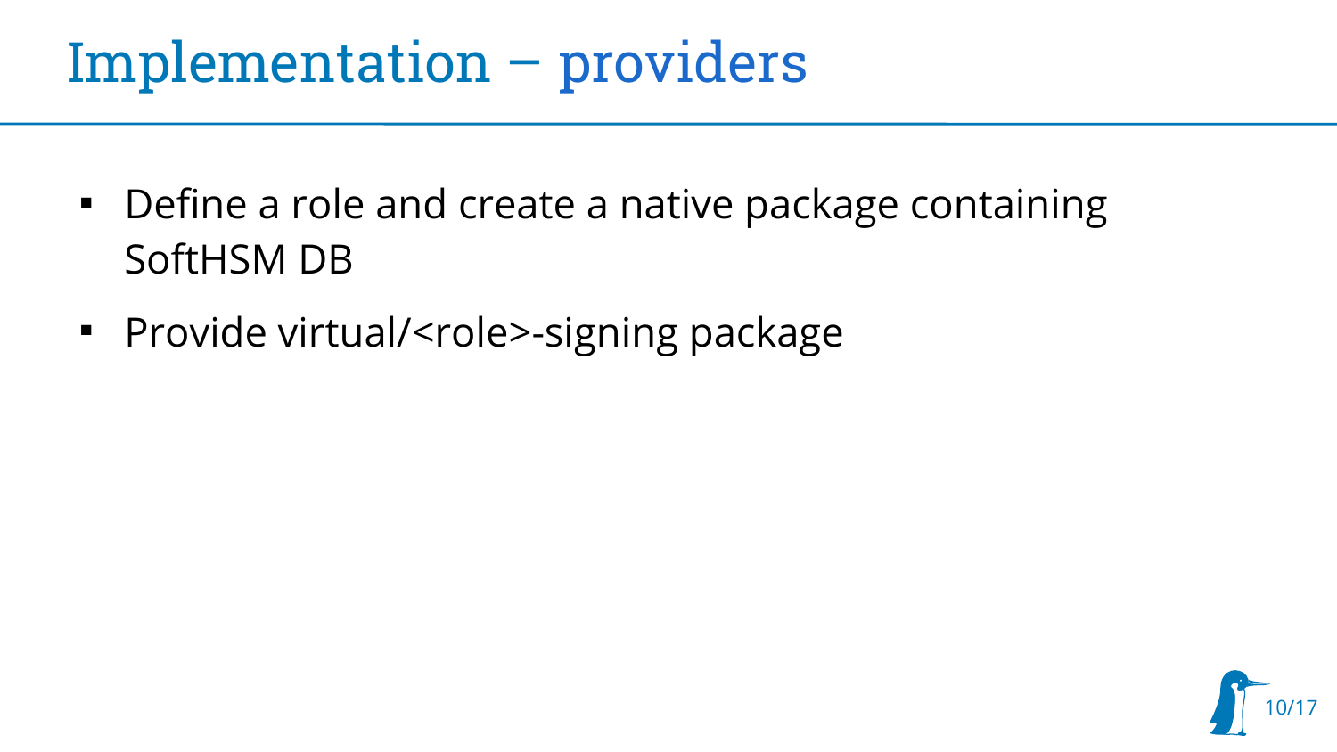# Implementation – providers

- Define a role and create a native package containing SoftHSM DB
- Provide virtual/<role>-signing package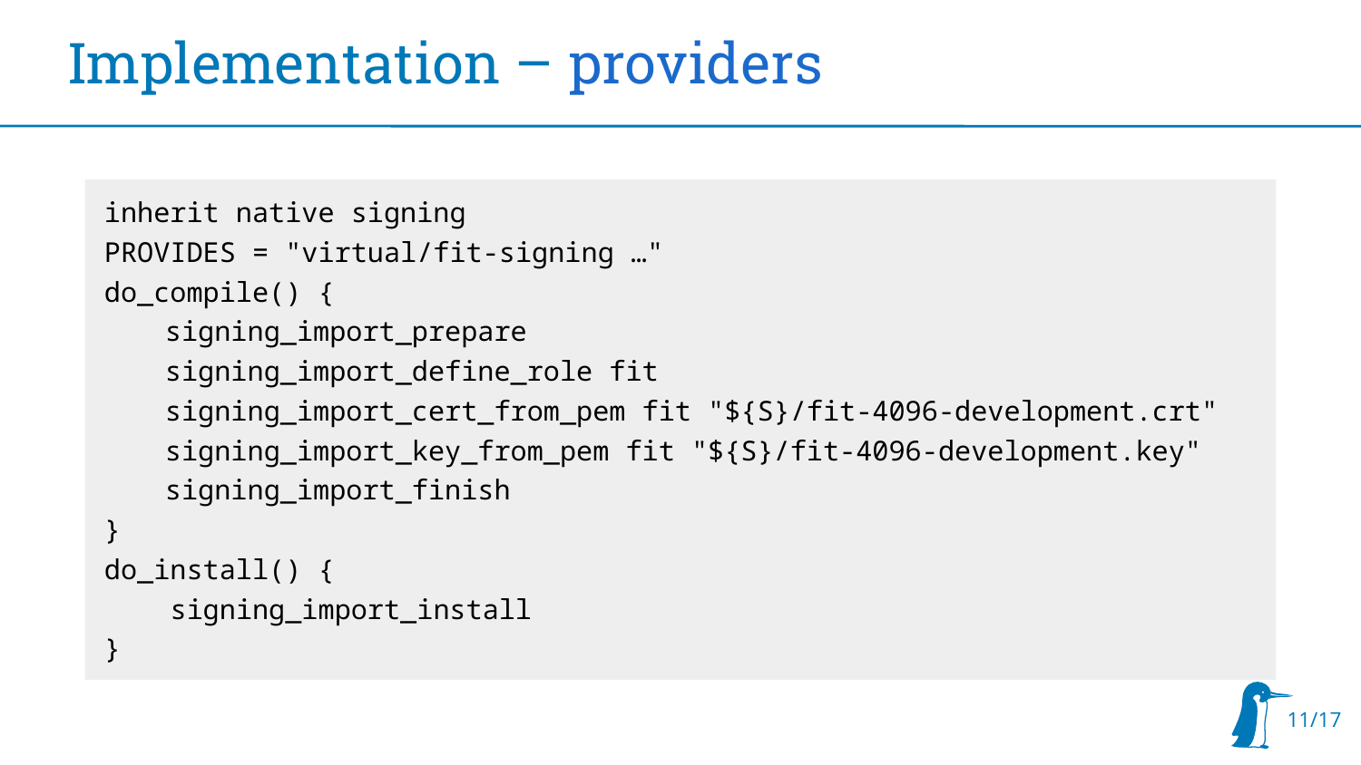# Implementation – providers

```
inherit native signing
PROVIDES = "virtual/fit-signing …"
do_compile() {
    signing_import_prepare
    signing_import_define_role fit
    signing_import_cert_from_pem fit "${S}/fit-4096-development.crt"
    signing_import_key_from_pem fit "${S}/fit-4096-development.key"
    signing_import_finish
}
do_install() {
    signing_import_install
}
```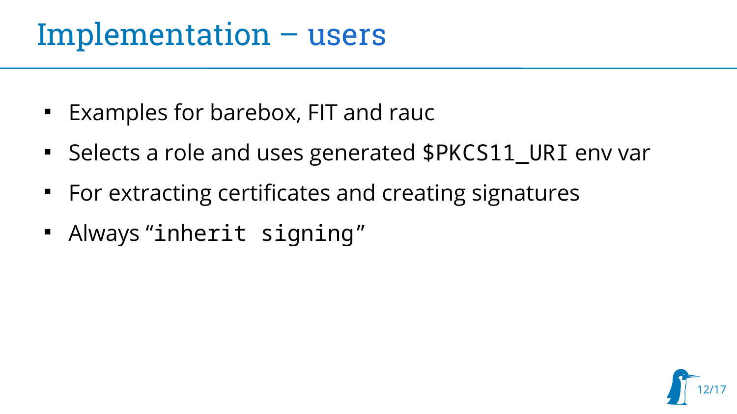# Implementation – users

- Examples for barebox, FIT and rauc
- Selects a role and uses generated `$PKCS11_URI` env var
- For extracting certificates and creating signatures
- Always "`inherit signing`"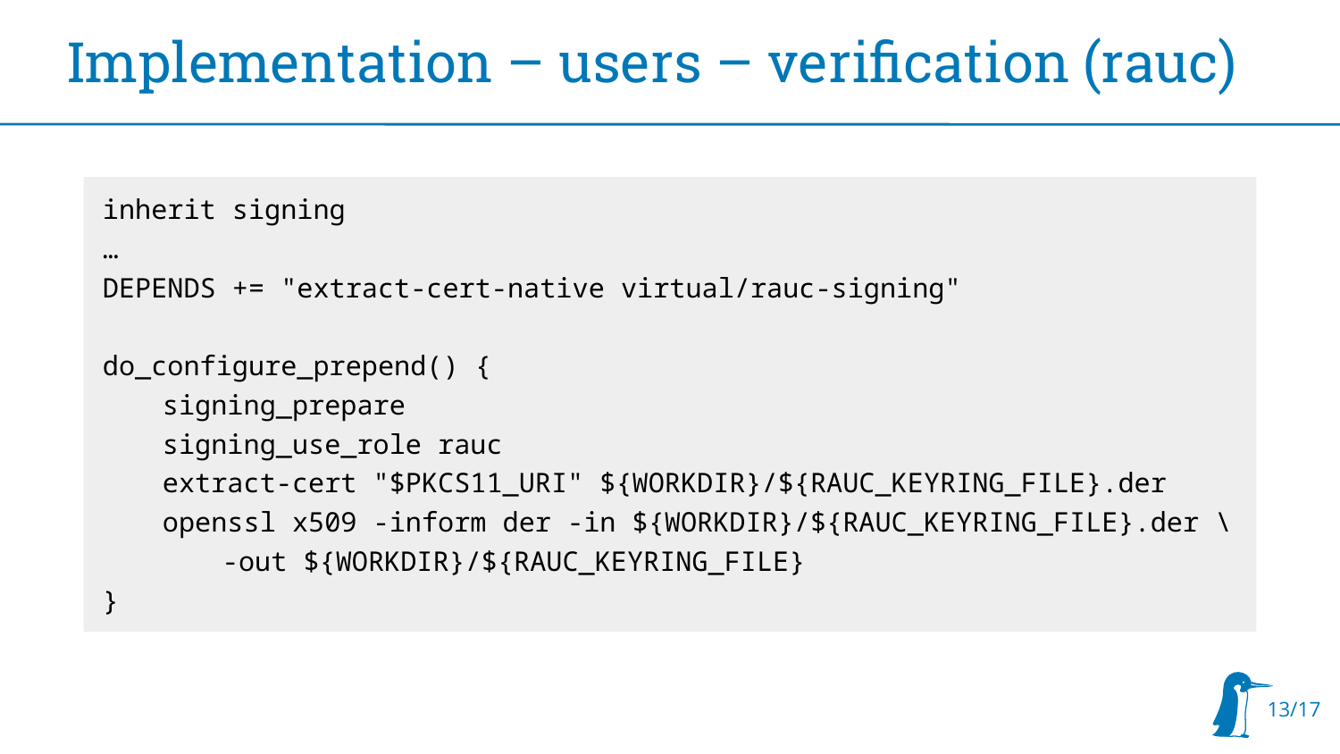# Implementation – users – verification (rauc)

```
inherit signing
…
DEPENDS += "extract-cert-native virtual/rauc-signing"

do_configure_prepend() {
    signing_prepare
    signing_use_role rauc
    extract-cert "$PKCS11_URI" ${WORKDIR}/${RAUC_KEYRING_FILE}.der
    openssl x509 -inform der -in ${WORKDIR}/${RAUC_KEYRING_FILE}.der \
        -out ${WORKDIR}/${RAUC_KEYRING_FILE}
}
```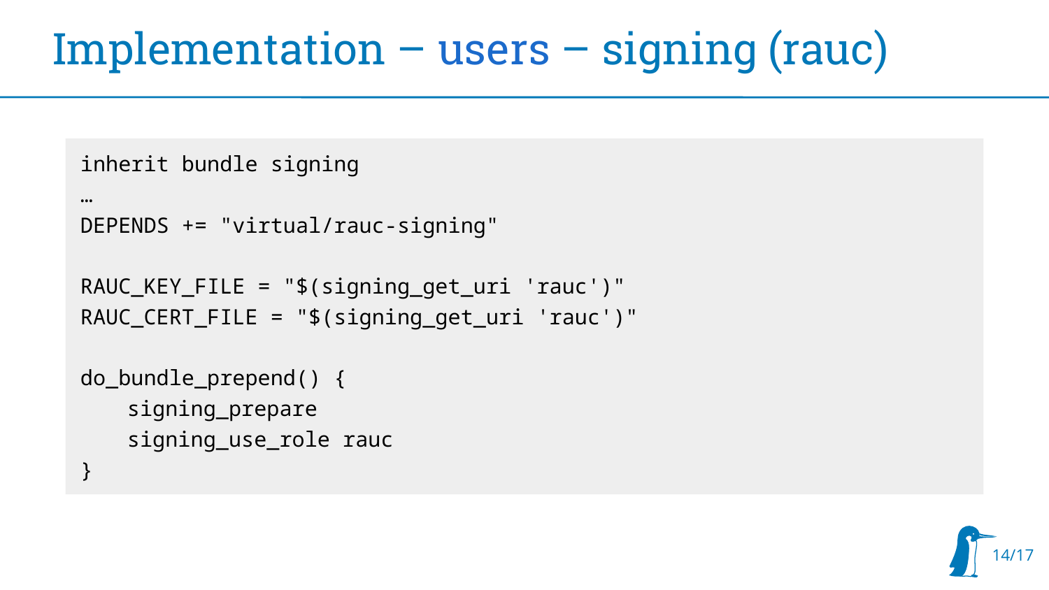# Implementation – users – signing (rauc)

```
inherit bundle signing
…
DEPENDS += "virtual/rauc-signing"

RAUC_KEY_FILE = "$(signing_get_uri 'rauc')"
RAUC_CERT_FILE = "$(signing_get_uri 'rauc')"

do_bundle_prepend() {
    signing_prepare
    signing_use_role rauc
}
```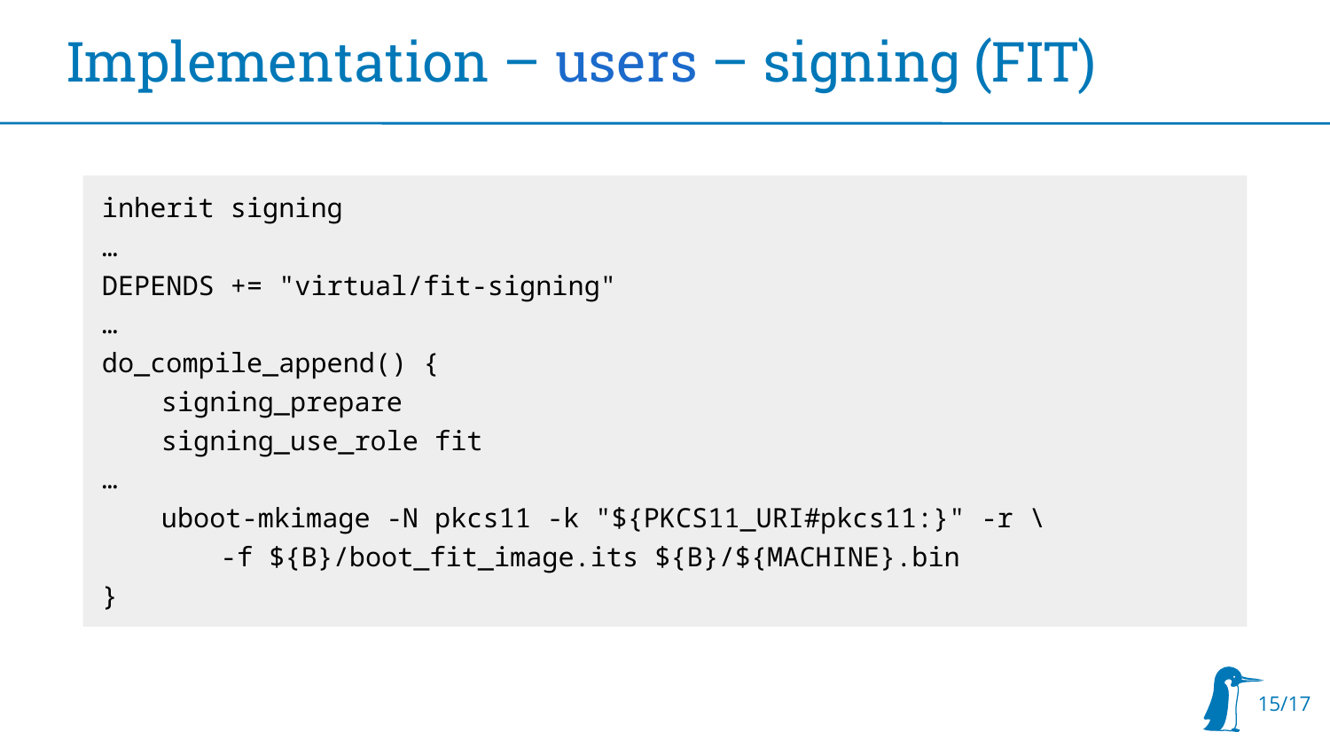# Implementation – users – signing (FIT)

```
inherit signing
…
DEPENDS += "virtual/fit-signing"
…
do_compile_append() {
    signing_prepare
    signing_use_role fit
…
    uboot-mkimage -N pkcs11 -k "${PKCS11_URI#pkcs11:}" -r \
        -f ${B}/boot_fit_image.its ${B}/${MACHINE}.bin
}
```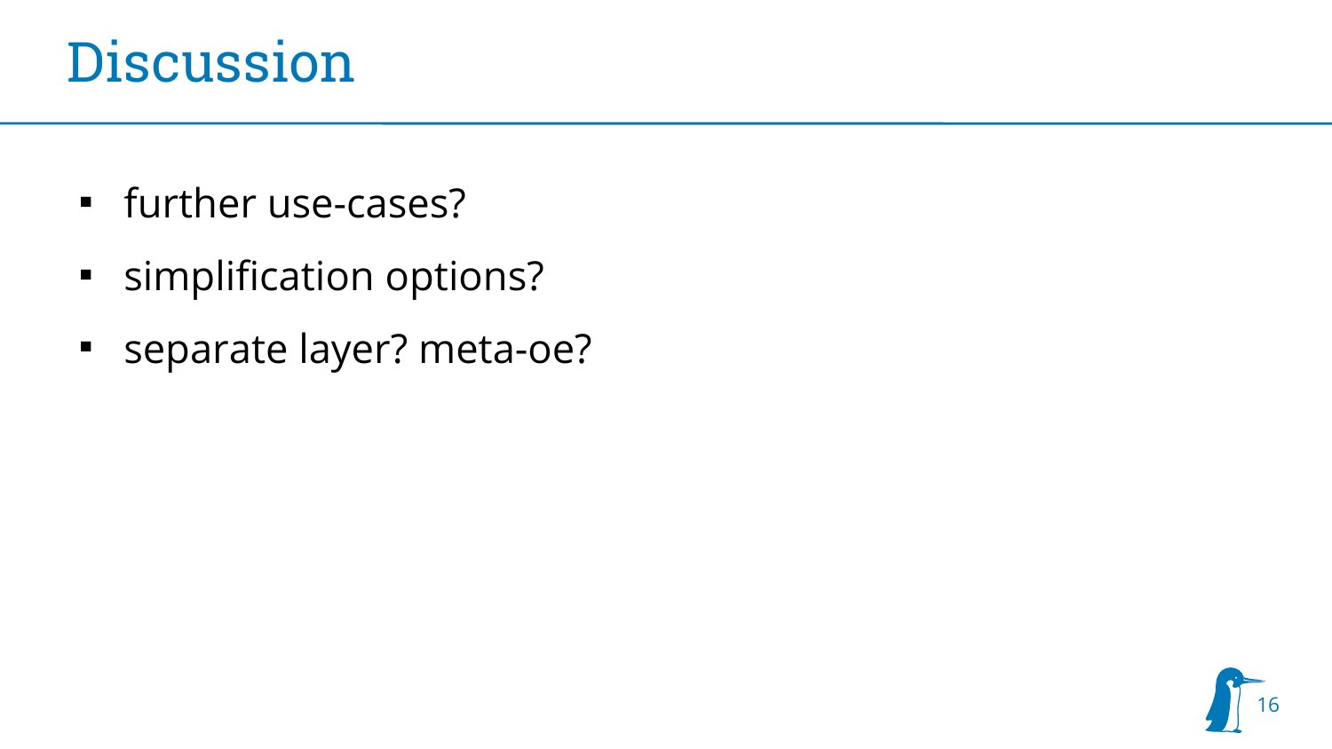# Discussion

- further use-cases?
- simplification options?
- separate layer? meta-oe?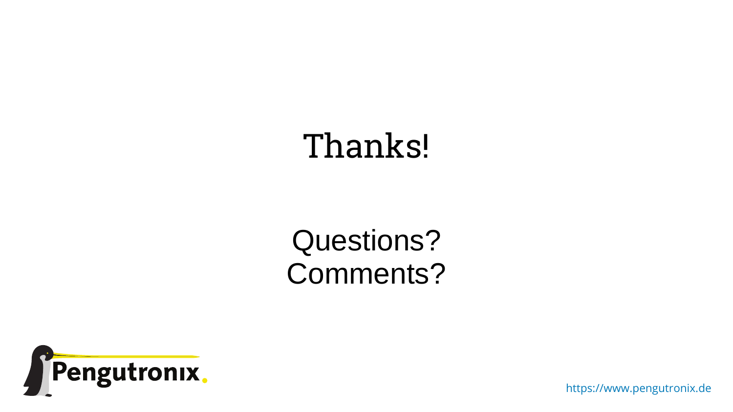# Thanks!

Questions?
Comments?

https://www.pengutronix.de